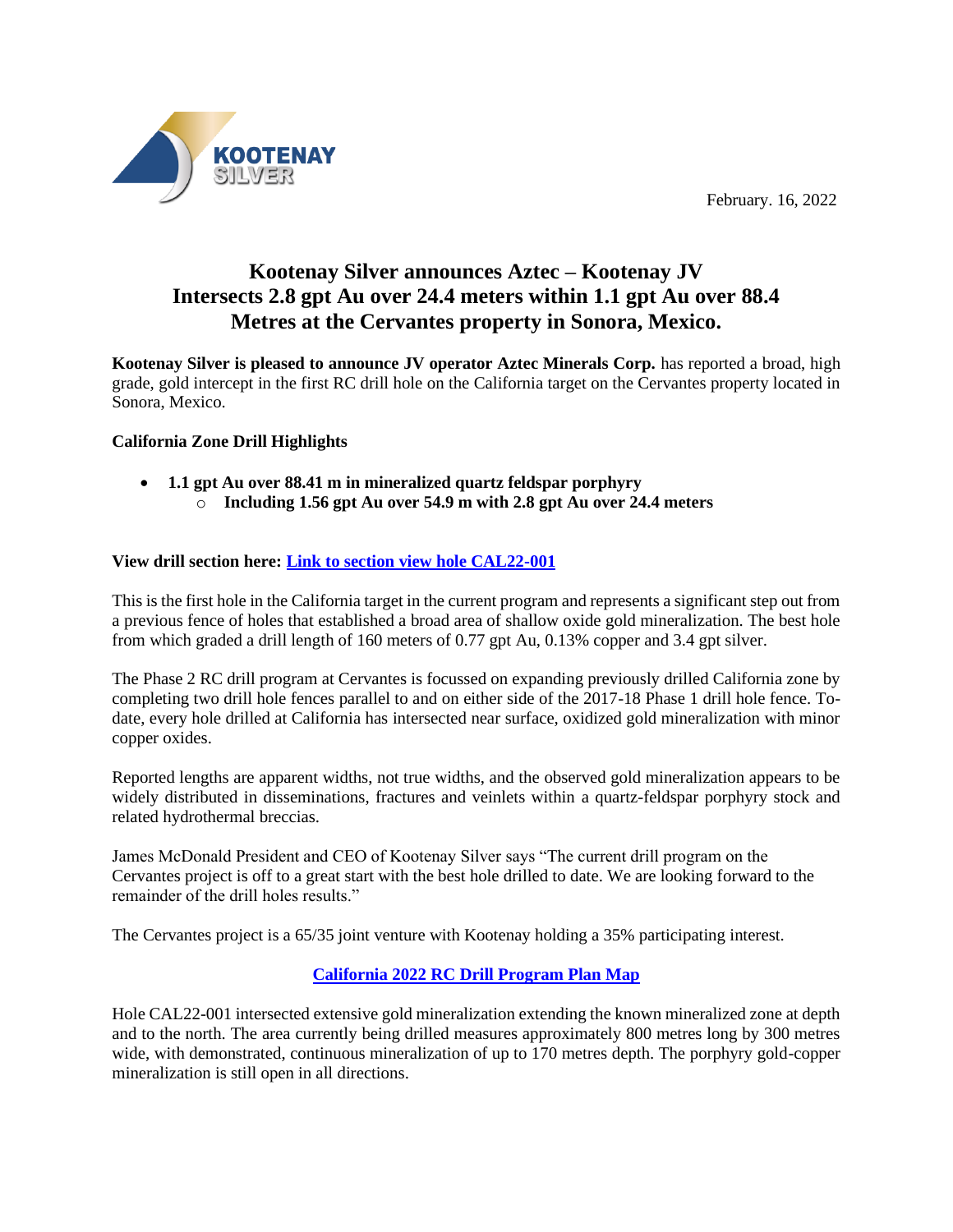KOOTENAY SILVER

February. 16, 2022

# Kootenay Silver announces Aztec – Kootenay JV Intersects 2.8 gpt Au over 24.4 meters within 1.1 gpt Au over 88.4 Metres at the Cervantes property in Sonora, Mexico.

**Kootenay Silver is pleased to announce JV operator Aztec Minerals Corp.** has reported a broad, high grade, gold intercept in the first RC drill hole on the California target on the Cervantes property located in Sonora, Mexico.

**California Zone Drill Highlights**

- **1.1 gpt Au over 88.41 m in mineralized quartz feldspar porphyry**
  - **Including 1.56 gpt Au over 54.9 m with 2.8 gpt Au over 24.4 meters**

**View drill section here: Link to section view hole CAL22-001**

This is the first hole in the California target in the current program and represents a significant step out from a previous fence of holes that established a broad area of shallow oxide gold mineralization. The best hole from which graded a drill length of 160 meters of 0.77 gpt Au, 0.13% copper and 3.4 gpt silver.

The Phase 2 RC drill program at Cervantes is focussed on expanding previously drilled California zone by completing two drill hole fences parallel to and on either side of the 2017-18 Phase 1 drill hole fence. To-date, every hole drilled at California has intersected near surface, oxidized gold mineralization with minor copper oxides.

Reported lengths are apparent widths, not true widths, and the observed gold mineralization appears to be widely distributed in disseminations, fractures and veinlets within a quartz-feldspar porphyry stock and related hydrothermal breccias.

James McDonald President and CEO of Kootenay Silver says "The current drill program on the Cervantes project is off to a great start with the best hole drilled to date. We are looking forward to the remainder of the drill holes results."

The Cervantes project is a 65/35 joint venture with Kootenay holding a 35% participating interest.

**California 2022 RC Drill Program Plan Map**

Hole CAL22-001 intersected extensive gold mineralization extending the known mineralized zone at depth and to the north. The area currently being drilled measures approximately 800 metres long by 300 metres wide, with demonstrated, continuous mineralization of up to 170 metres depth. The porphyry gold-copper mineralization is still open in all directions.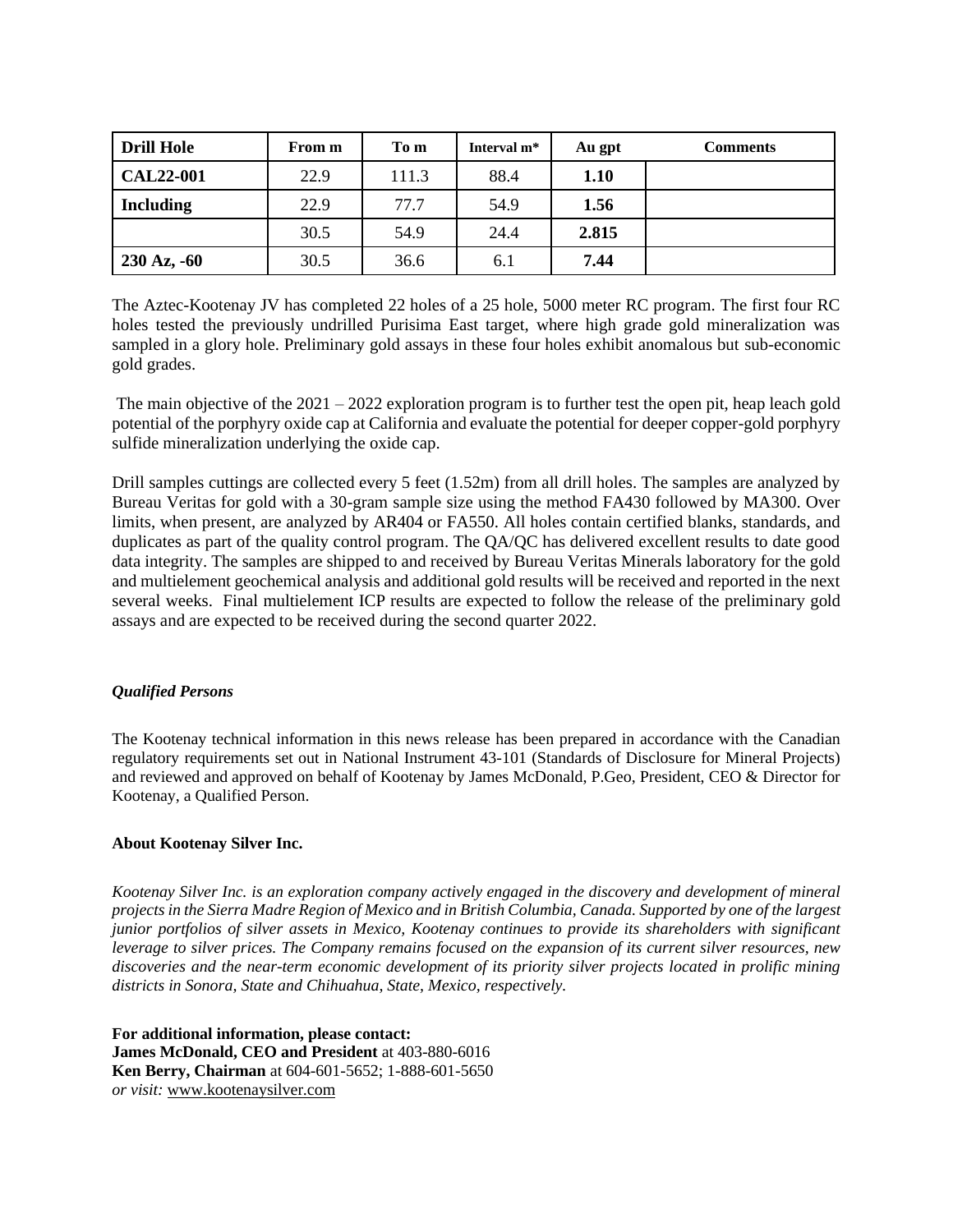| Drill Hole | From m | To m | Interval m* | Au gpt | Comments |
|---|---|---|---|---|---|
| **CAL22-001** | 22.9 | 111.3 | 88.4 | **1.10** | |
| **Including** | 22.9 | 77.7 | 54.9 | **1.56** | |
| | 30.5 | 54.9 | 24.4 | **2.815** | |
| **230 Az, -60** | 30.5 | 36.6 | 6.1 | **7.44** | |

The Aztec-Kootenay JV has completed 22 holes of a 25 hole, 5000 meter RC program. The first four RC holes tested the previously undrilled Purisima East target, where high grade gold mineralization was sampled in a glory hole. Preliminary gold assays in these four holes exhibit anomalous but sub-economic gold grades.

The main objective of the 2021 – 2022 exploration program is to further test the open pit, heap leach gold potential of the porphyry oxide cap at California and evaluate the potential for deeper copper-gold porphyry sulfide mineralization underlying the oxide cap.

Drill samples cuttings are collected every 5 feet (1.52m) from all drill holes. The samples are analyzed by Bureau Veritas for gold with a 30-gram sample size using the method FA430 followed by MA300. Over limits, when present, are analyzed by AR404 or FA550. All holes contain certified blanks, standards, and duplicates as part of the quality control program. The QA/QC has delivered excellent results to date good data integrity. The samples are shipped to and received by Bureau Veritas Minerals laboratory for the gold and multielement geochemical analysis and additional gold results will be received and reported in the next several weeks. Final multielement ICP results are expected to follow the release of the preliminary gold assays and are expected to be received during the second quarter 2022.

***Qualified Persons***

The Kootenay technical information in this news release has been prepared in accordance with the Canadian regulatory requirements set out in National Instrument 43-101 (Standards of Disclosure for Mineral Projects) and reviewed and approved on behalf of Kootenay by James McDonald, P.Geo, President, CEO & Director for Kootenay, a Qualified Person.

**About Kootenay Silver Inc.**

*Kootenay Silver Inc. is an exploration company actively engaged in the discovery and development of mineral projects in the Sierra Madre Region of Mexico and in British Columbia, Canada. Supported by one of the largest junior portfolios of silver assets in Mexico, Kootenay continues to provide its shareholders with significant leverage to silver prices. The Company remains focused on the expansion of its current silver resources, new discoveries and the near-term economic development of its priority silver projects located in prolific mining districts in Sonora, State and Chihuahua, State, Mexico, respectively.*

**For additional information, please contact:**
**James McDonald, CEO and President** at 403-880-6016
**Ken Berry, Chairman** at 604-601-5652; 1-888-601-5650
*or visit:* www.kootenaysilver.com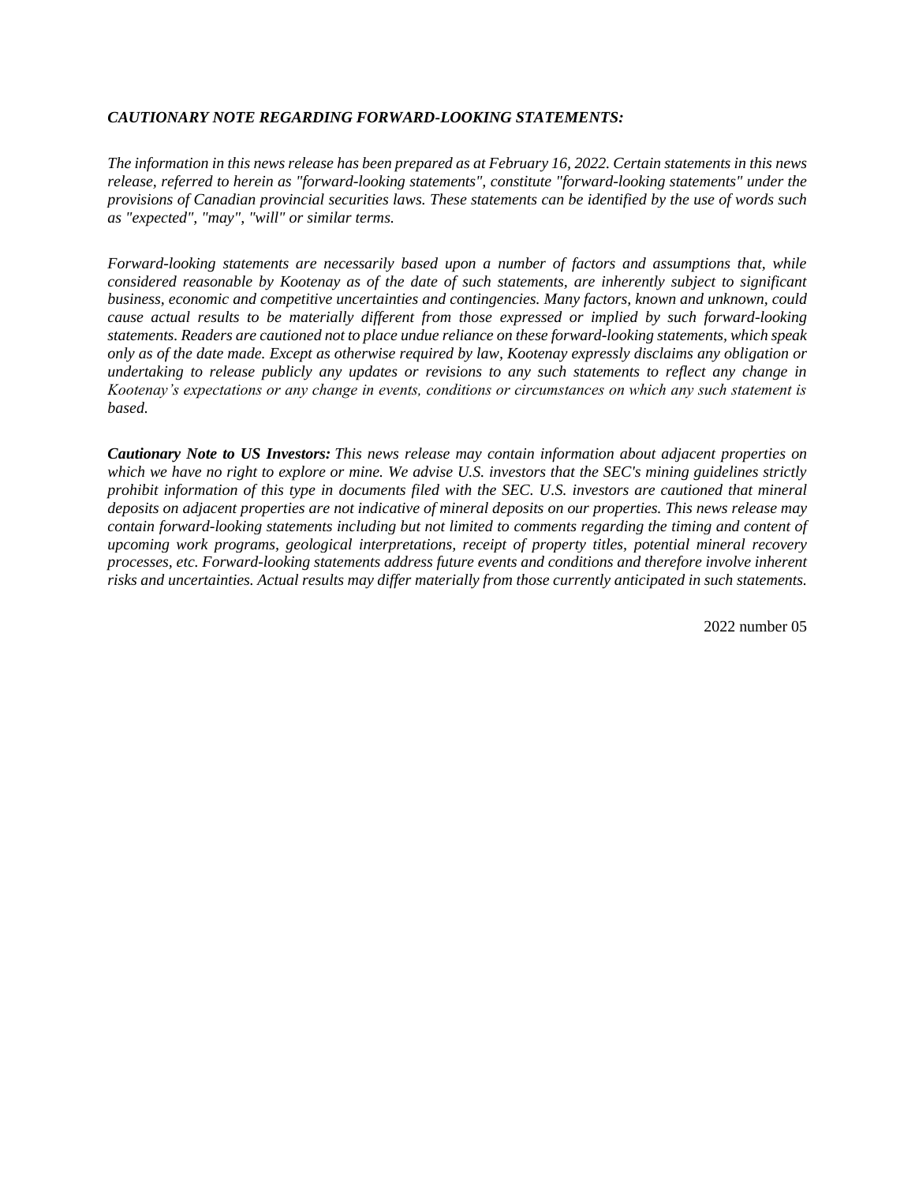***CAUTIONARY NOTE REGARDING FORWARD-LOOKING STATEMENTS:***

*The information in this news release has been prepared as at February 16, 2022. Certain statements in this news release, referred to herein as "forward-looking statements", constitute "forward-looking statements" under the provisions of Canadian provincial securities laws. These statements can be identified by the use of words such as "expected", "may", "will" or similar terms.*

*Forward-looking statements are necessarily based upon a number of factors and assumptions that, while considered reasonable by Kootenay as of the date of such statements, are inherently subject to significant business, economic and competitive uncertainties and contingencies. Many factors, known and unknown, could cause actual results to be materially different from those expressed or implied by such forward-looking statements. Readers are cautioned not to place undue reliance on these forward-looking statements, which speak only as of the date made. Except as otherwise required by law, Kootenay expressly disclaims any obligation or undertaking to release publicly any updates or revisions to any such statements to reflect any change in Kootenay's expectations or any change in events, conditions or circumstances on which any such statement is based.*

***Cautionary Note to US Investors:*** *This news release may contain information about adjacent properties on which we have no right to explore or mine. We advise U.S. investors that the SEC's mining guidelines strictly prohibit information of this type in documents filed with the SEC. U.S. investors are cautioned that mineral deposits on adjacent properties are not indicative of mineral deposits on our properties. This news release may contain forward-looking statements including but not limited to comments regarding the timing and content of upcoming work programs, geological interpretations, receipt of property titles, potential mineral recovery processes, etc. Forward-looking statements address future events and conditions and therefore involve inherent risks and uncertainties. Actual results may differ materially from those currently anticipated in such statements.*

2022 number 05